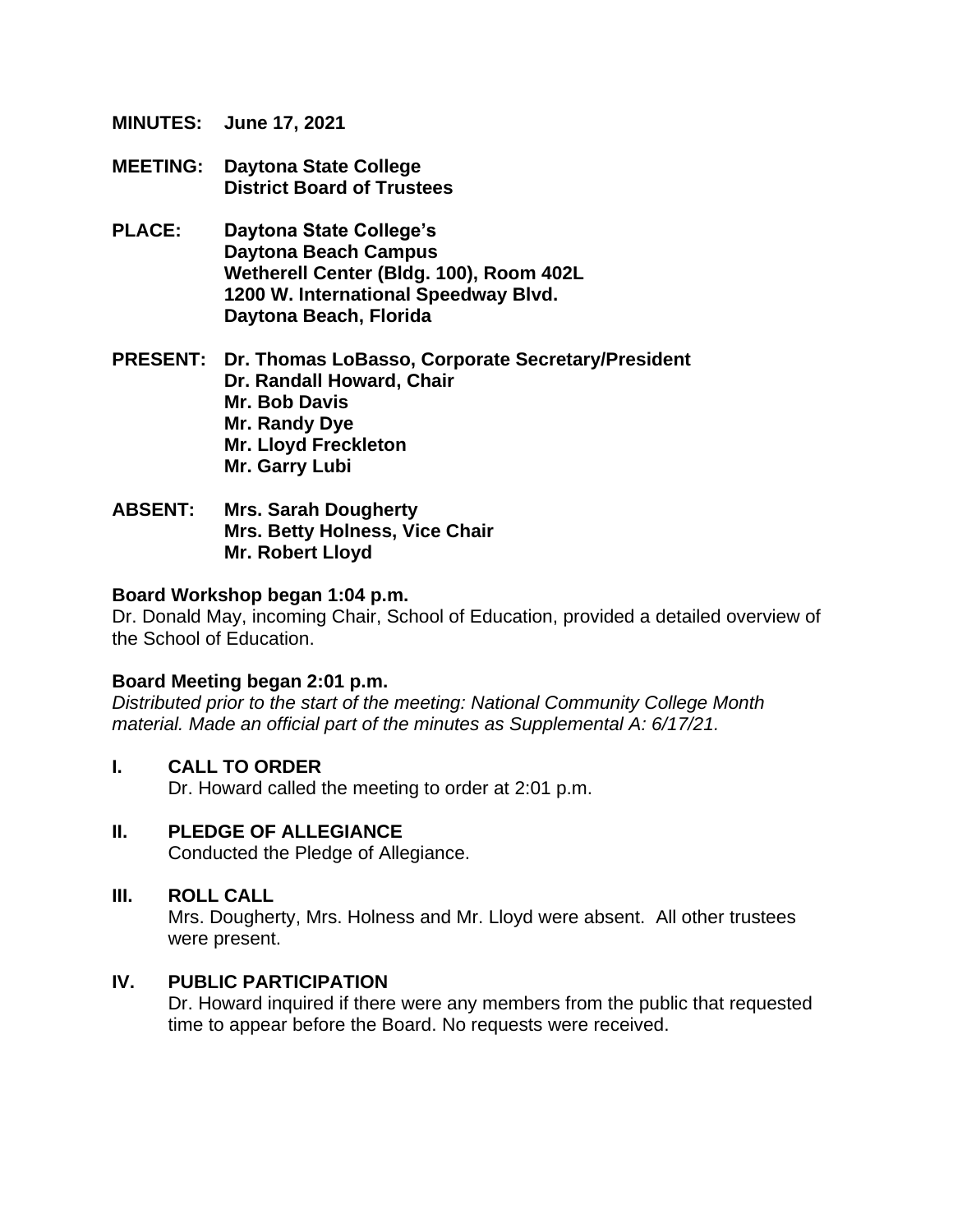**MINUTES:** **June 17, 2021**

**MEETING:** **Daytona State College**
**District Board of Trustees**

**PLACE:** **Daytona State College's**
**Daytona Beach Campus**
**Wetherell Center (Bldg. 100), Room 402L**
**1200 W. International Speedway Blvd.**
**Daytona Beach, Florida**

**PRESENT:** **Dr. Thomas LoBasso, Corporate Secretary/President**
**Dr. Randall Howard, Chair**
**Mr. Bob Davis**
**Mr. Randy Dye**
**Mr. Lloyd Freckleton**
**Mr. Garry Lubi**

**ABSENT:** **Mrs. Sarah Dougherty**
**Mrs. Betty Holness, Vice Chair**
**Mr. Robert Lloyd**

**Board Workshop began 1:04 p.m.**
Dr. Donald May, incoming Chair, School of Education, provided a detailed overview of the School of Education.

**Board Meeting began 2:01 p.m.**
*Distributed prior to the start of the meeting: National Community College Month material. Made an official part of the minutes as Supplemental A: 6/17/21.*

## I. CALL TO ORDER

Dr. Howard called the meeting to order at 2:01 p.m.

## II. PLEDGE OF ALLEGIANCE

Conducted the Pledge of Allegiance.

## III. ROLL CALL

Mrs. Dougherty, Mrs. Holness and Mr. Lloyd were absent. All other trustees were present.

## IV. PUBLIC PARTICIPATION

Dr. Howard inquired if there were any members from the public that requested time to appear before the Board. No requests were received.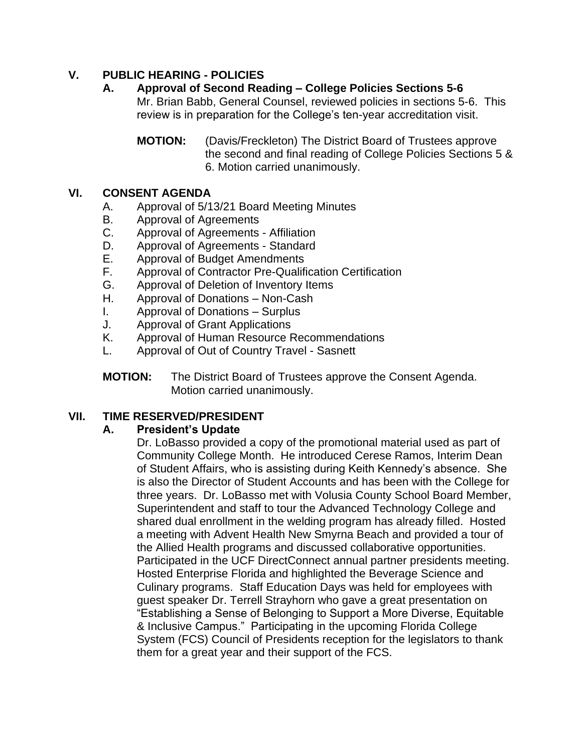## V. PUBLIC HEARING - POLICIES

### A. Approval of Second Reading – College Policies Sections 5-6

Mr. Brian Babb, General Counsel, reviewed policies in sections 5-6. This review is in preparation for the College's ten-year accreditation visit.

**MOTION:** (Davis/Freckleton) The District Board of Trustees approve the second and final reading of College Policies Sections 5 & 6. Motion carried unanimously.

## VI. CONSENT AGENDA

A. Approval of 5/13/21 Board Meeting Minutes
B. Approval of Agreements
C. Approval of Agreements - Affiliation
D. Approval of Agreements - Standard
E. Approval of Budget Amendments
F. Approval of Contractor Pre-Qualification Certification
G. Approval of Deletion of Inventory Items
H. Approval of Donations – Non-Cash
I. Approval of Donations – Surplus
J. Approval of Grant Applications
K. Approval of Human Resource Recommendations
L. Approval of Out of Country Travel - Sasnett

**MOTION:** The District Board of Trustees approve the Consent Agenda. Motion carried unanimously.

## VII. TIME RESERVED/PRESIDENT

### A. President's Update

Dr. LoBasso provided a copy of the promotional material used as part of Community College Month. He introduced Cerese Ramos, Interim Dean of Student Affairs, who is assisting during Keith Kennedy's absence. She is also the Director of Student Accounts and has been with the College for three years. Dr. LoBasso met with Volusia County School Board Member, Superintendent and staff to tour the Advanced Technology College and shared dual enrollment in the welding program has already filled. Hosted a meeting with Advent Health New Smyrna Beach and provided a tour of the Allied Health programs and discussed collaborative opportunities. Participated in the UCF DirectConnect annual partner presidents meeting. Hosted Enterprise Florida and highlighted the Beverage Science and Culinary programs. Staff Education Days was held for employees with guest speaker Dr. Terrell Strayhorn who gave a great presentation on "Establishing a Sense of Belonging to Support a More Diverse, Equitable & Inclusive Campus." Participating in the upcoming Florida College System (FCS) Council of Presidents reception for the legislators to thank them for a great year and their support of the FCS.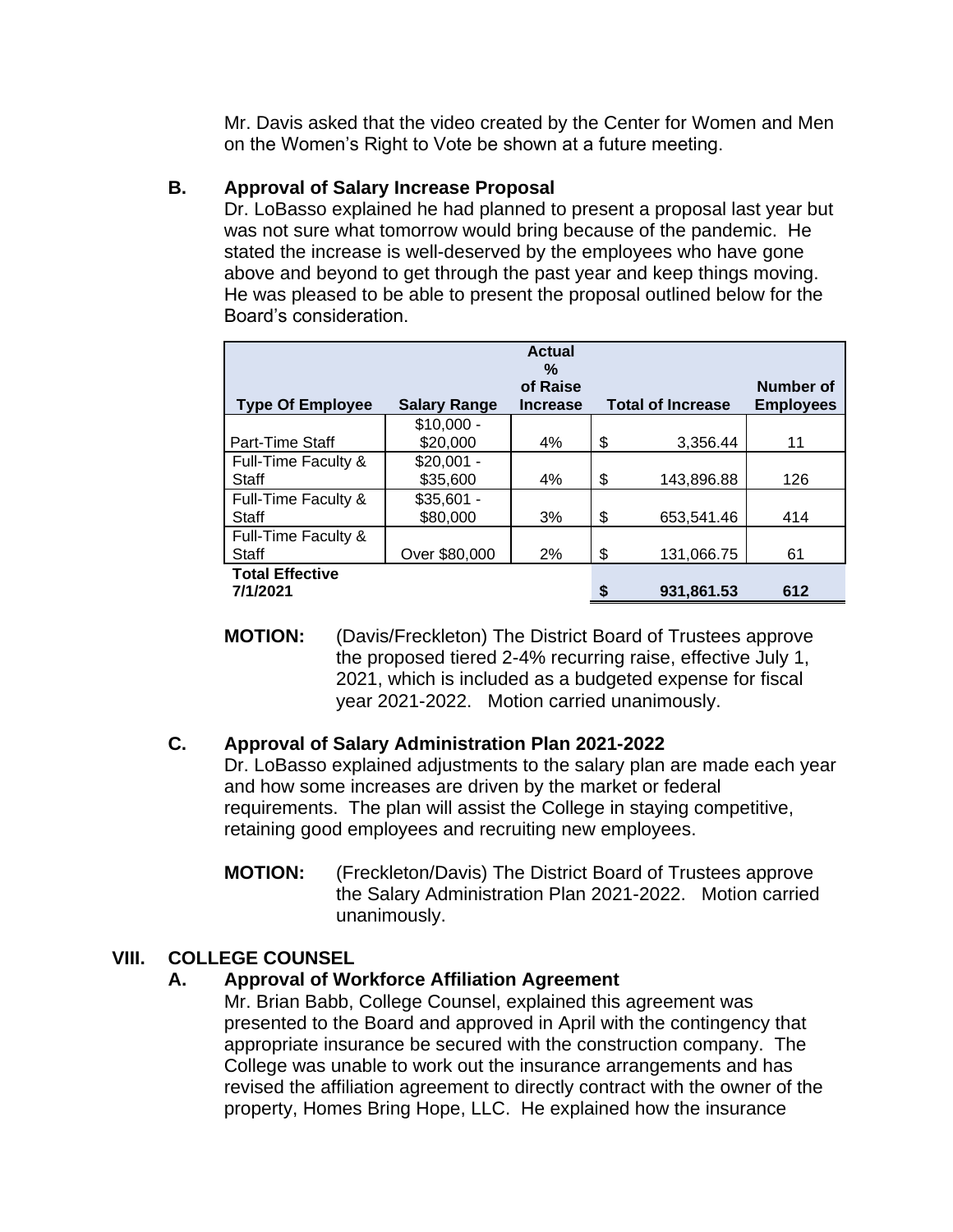Mr. Davis asked that the video created by the Center for Women and Men on the Women's Right to Vote be shown at a future meeting.

### B. Approval of Salary Increase Proposal

Dr. LoBasso explained he had planned to present a proposal last year but was not sure what tomorrow would bring because of the pandemic. He stated the increase is well-deserved by the employees who have gone above and beyond to get through the past year and keep things moving. He was pleased to be able to present the proposal outlined below for the Board's consideration.

| Type Of Employee | Salary Range | Actual % of Raise Increase | Total of Increase | Number of Employees |
|---|---|---|---|---|
| Part-Time Staff | $10,000 - $20,000 | 4% | $ 3,356.44 | 11 |
| Full-Time Faculty & Staff | $20,001 - $35,600 | 4% | $ 143,896.88 | 126 |
| Full-Time Faculty & Staff | $35,601 - $80,000 | 3% | $ 653,541.46 | 414 |
| Full-Time Faculty & Staff | Over $80,000 | 2% | $ 131,066.75 | 61 |
| **Total Effective 7/1/2021** | | | **$ 931,861.53** | **612** |

**MOTION:** (Davis/Freckleton) The District Board of Trustees approve the proposed tiered 2-4% recurring raise, effective July 1, 2021, which is included as a budgeted expense for fiscal year 2021-2022. Motion carried unanimously.

### C. Approval of Salary Administration Plan 2021-2022

Dr. LoBasso explained adjustments to the salary plan are made each year and how some increases are driven by the market or federal requirements. The plan will assist the College in staying competitive, retaining good employees and recruiting new employees.

**MOTION:** (Freckleton/Davis) The District Board of Trustees approve the Salary Administration Plan 2021-2022. Motion carried unanimously.

## VIII. COLLEGE COUNSEL

### A. Approval of Workforce Affiliation Agreement

Mr. Brian Babb, College Counsel, explained this agreement was presented to the Board and approved in April with the contingency that appropriate insurance be secured with the construction company. The College was unable to work out the insurance arrangements and has revised the affiliation agreement to directly contract with the owner of the property, Homes Bring Hope, LLC. He explained how the insurance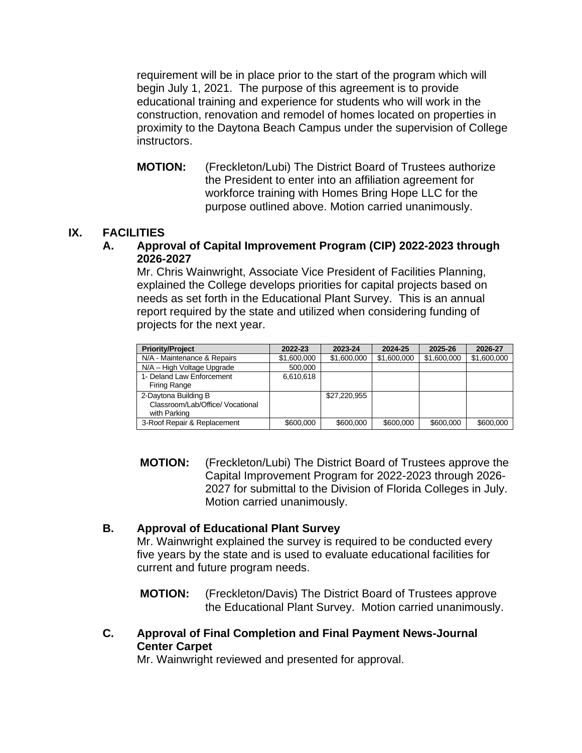requirement will be in place prior to the start of the program which will begin July 1, 2021. The purpose of this agreement is to provide educational training and experience for students who will work in the construction, renovation and remodel of homes located on properties in proximity to the Daytona Beach Campus under the supervision of College instructors.

**MOTION:** (Freckleton/Lubi) The District Board of Trustees authorize the President to enter into an affiliation agreement for workforce training with Homes Bring Hope LLC for the purpose outlined above. Motion carried unanimously.

## IX. FACILITIES

### A. Approval of Capital Improvement Program (CIP) 2022-2023 through 2026-2027

Mr. Chris Wainwright, Associate Vice President of Facilities Planning, explained the College develops priorities for capital projects based on needs as set forth in the Educational Plant Survey. This is an annual report required by the state and utilized when considering funding of projects for the next year.

| Priority/Project | 2022-23 | 2023-24 | 2024-25 | 2025-26 | 2026-27 |
|---|---|---|---|---|---|
| N/A - Maintenance & Repairs | $1,600,000 | $1,600,000 | $1,600,000 | $1,600,000 | $1,600,000 |
| N/A – High Voltage Upgrade | 500,000 | | | | |
| 1- Deland Law Enforcement Firing Range | 6,610,618 | | | | |
| 2-Daytona Building B Classroom/Lab/Office/ Vocational with Parking | | $27,220,955 | | | |
| 3-Roof Repair & Replacement | $600,000 | $600,000 | $600,000 | $600,000 | $600,000 |

**MOTION:** (Freckleton/Lubi) The District Board of Trustees approve the Capital Improvement Program for 2022-2023 through 2026-2027 for submittal to the Division of Florida Colleges in July. Motion carried unanimously.

### B. Approval of Educational Plant Survey

Mr. Wainwright explained the survey is required to be conducted every five years by the state and is used to evaluate educational facilities for current and future program needs.

**MOTION:** (Freckleton/Davis) The District Board of Trustees approve the Educational Plant Survey. Motion carried unanimously.

### C. Approval of Final Completion and Final Payment News-Journal Center Carpet

Mr. Wainwright reviewed and presented for approval.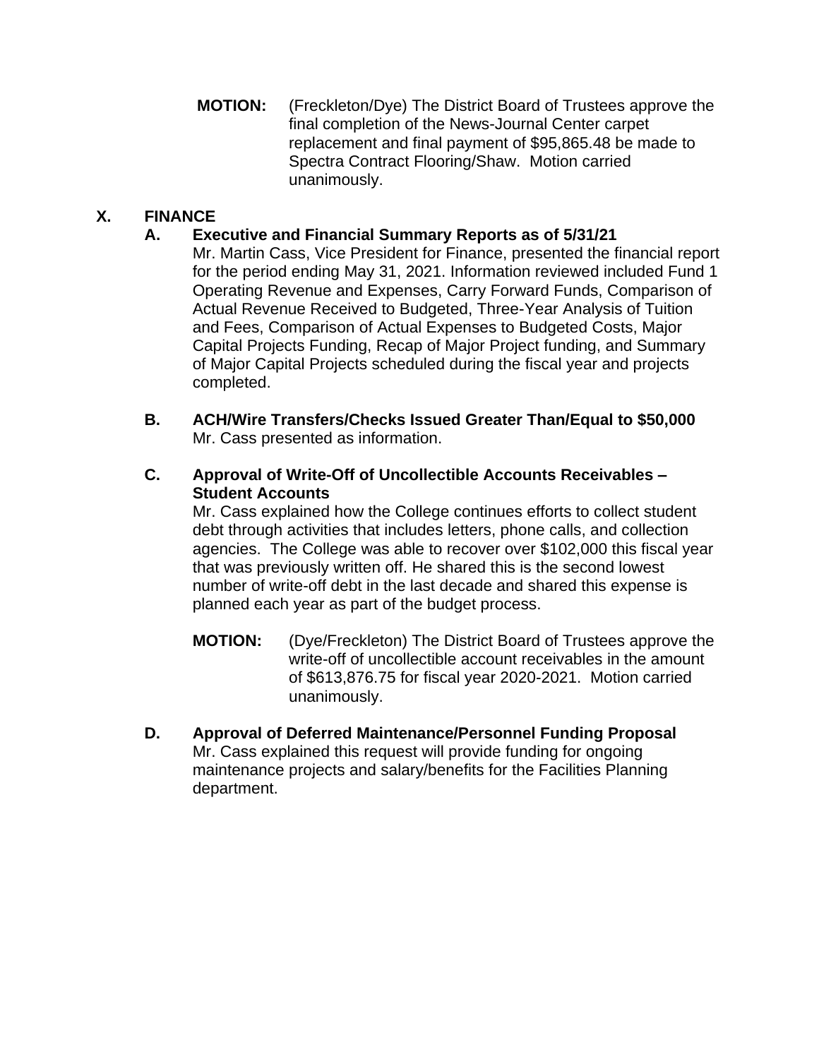**MOTION:** (Freckleton/Dye) The District Board of Trustees approve the final completion of the News-Journal Center carpet replacement and final payment of $95,865.48 be made to Spectra Contract Flooring/Shaw. Motion carried unanimously.

## X. FINANCE

### A. Executive and Financial Summary Reports as of 5/31/21

Mr. Martin Cass, Vice President for Finance, presented the financial report for the period ending May 31, 2021. Information reviewed included Fund 1 Operating Revenue and Expenses, Carry Forward Funds, Comparison of Actual Revenue Received to Budgeted, Three-Year Analysis of Tuition and Fees, Comparison of Actual Expenses to Budgeted Costs, Major Capital Projects Funding, Recap of Major Project funding, and Summary of Major Capital Projects scheduled during the fiscal year and projects completed.

### B. ACH/Wire Transfers/Checks Issued Greater Than/Equal to $50,000

Mr. Cass presented as information.

### C. Approval of Write-Off of Uncollectible Accounts Receivables – Student Accounts

Mr. Cass explained how the College continues efforts to collect student debt through activities that includes letters, phone calls, and collection agencies. The College was able to recover over $102,000 this fiscal year that was previously written off. He shared this is the second lowest number of write-off debt in the last decade and shared this expense is planned each year as part of the budget process.

**MOTION:** (Dye/Freckleton) The District Board of Trustees approve the write-off of uncollectible account receivables in the amount of $613,876.75 for fiscal year 2020-2021. Motion carried unanimously.

### D. Approval of Deferred Maintenance/Personnel Funding Proposal

Mr. Cass explained this request will provide funding for ongoing maintenance projects and salary/benefits for the Facilities Planning department.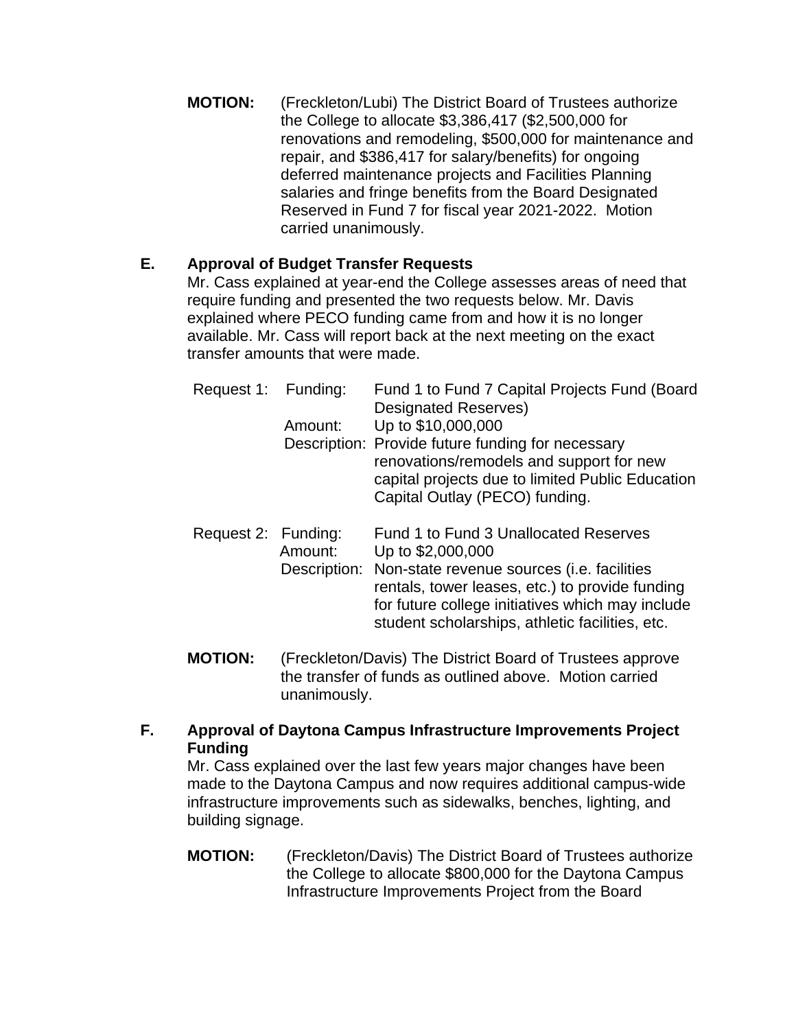**MOTION:** (Freckleton/Lubi) The District Board of Trustees authorize the College to allocate $3,386,417 ($2,500,000 for renovations and remodeling, $500,000 for maintenance and repair, and $386,417 for salary/benefits) for ongoing deferred maintenance projects and Facilities Planning salaries and fringe benefits from the Board Designated Reserved in Fund 7 for fiscal year 2021-2022. Motion carried unanimously.

**E. Approval of Budget Transfer Requests**

Mr. Cass explained at year-end the College assesses areas of need that require funding and presented the two requests below. Mr. Davis explained where PECO funding came from and how it is no longer available. Mr. Cass will report back at the next meeting on the exact transfer amounts that were made.

Request 1: Funding: Fund 1 to Fund 7 Capital Projects Fund (Board Designated Reserves)
Amount: Up to $10,000,000
Description: Provide future funding for necessary renovations/remodels and support for new capital projects due to limited Public Education Capital Outlay (PECO) funding.

Request 2: Funding: Fund 1 to Fund 3 Unallocated Reserves
Amount: Up to $2,000,000
Description: Non-state revenue sources (i.e. facilities rentals, tower leases, etc.) to provide funding for future college initiatives which may include student scholarships, athletic facilities, etc.

**MOTION:** (Freckleton/Davis) The District Board of Trustees approve the transfer of funds as outlined above. Motion carried unanimously.

**F. Approval of Daytona Campus Infrastructure Improvements Project Funding**

Mr. Cass explained over the last few years major changes have been made to the Daytona Campus and now requires additional campus-wide infrastructure improvements such as sidewalks, benches, lighting, and building signage.

**MOTION:** (Freckleton/Davis) The District Board of Trustees authorize the College to allocate $800,000 for the Daytona Campus Infrastructure Improvements Project from the Board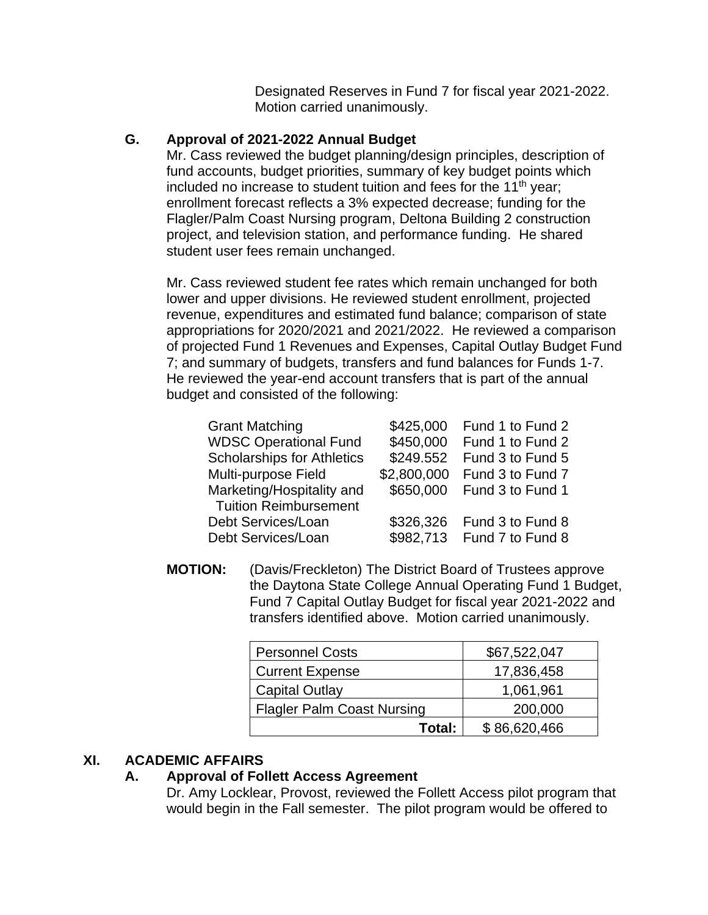Designated Reserves in Fund 7 for fiscal year 2021-2022. Motion carried unanimously.

**G. Approval of 2021-2022 Annual Budget**

Mr. Cass reviewed the budget planning/design principles, description of fund accounts, budget priorities, summary of key budget points which included no increase to student tuition and fees for the 11th year; enrollment forecast reflects a 3% expected decrease; funding for the Flagler/Palm Coast Nursing program, Deltona Building 2 construction project, and television station, and performance funding. He shared student user fees remain unchanged.

Mr. Cass reviewed student fee rates which remain unchanged for both lower and upper divisions. He reviewed student enrollment, projected revenue, expenditures and estimated fund balance; comparison of state appropriations for 2020/2021 and 2021/2022. He reviewed a comparison of projected Fund 1 Revenues and Expenses, Capital Outlay Budget Fund 7; and summary of budgets, transfers and fund balances for Funds 1-7. He reviewed the year-end account transfers that is part of the annual budget and consisted of the following:

| | | |
|---|---|---|
| Grant Matching | $425,000 | Fund 1 to Fund 2 |
| WDSC Operational Fund | $450,000 | Fund 1 to Fund 2 |
| Scholarships for Athletics | $249.552 | Fund 3 to Fund 5 |
| Multi-purpose Field | $2,800,000 | Fund 3 to Fund 7 |
| Marketing/Hospitality and Tuition Reimbursement | $650,000 | Fund 3 to Fund 1 |
| Debt Services/Loan | $326,326 | Fund 3 to Fund 8 |
| Debt Services/Loan | $982,713 | Fund 7 to Fund 8 |

**MOTION:** (Davis/Freckleton) The District Board of Trustees approve the Daytona State College Annual Operating Fund 1 Budget, Fund 7 Capital Outlay Budget for fiscal year 2021-2022 and transfers identified above. Motion carried unanimously.

| | |
|---|---|
| Personnel Costs | $67,522,047 |
| Current Expense | 17,836,458 |
| Capital Outlay | 1,061,961 |
| Flagler Palm Coast Nursing | 200,000 |
| **Total:** | $ 86,620,466 |

## XI. ACADEMIC AFFAIRS

**A. Approval of Follett Access Agreement**

Dr. Amy Locklear, Provost, reviewed the Follett Access pilot program that would begin in the Fall semester. The pilot program would be offered to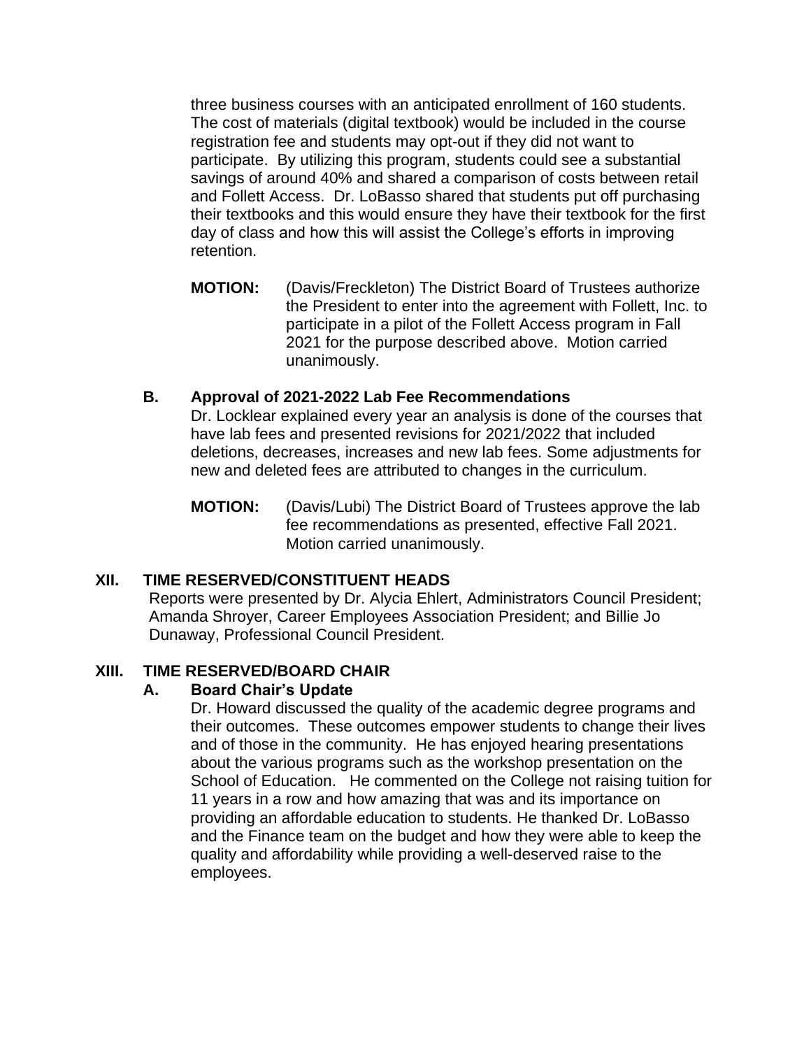three business courses with an anticipated enrollment of 160 students. The cost of materials (digital textbook) would be included in the course registration fee and students may opt-out if they did not want to participate. By utilizing this program, students could see a substantial savings of around 40% and shared a comparison of costs between retail and Follett Access. Dr. LoBasso shared that students put off purchasing their textbooks and this would ensure they have their textbook for the first day of class and how this will assist the College's efforts in improving retention.

**MOTION:** (Davis/Freckleton) The District Board of Trustees authorize the President to enter into the agreement with Follett, Inc. to participate in a pilot of the Follett Access program in Fall 2021 for the purpose described above. Motion carried unanimously.

### B. Approval of 2021-2022 Lab Fee Recommendations

Dr. Locklear explained every year an analysis is done of the courses that have lab fees and presented revisions for 2021/2022 that included deletions, decreases, increases and new lab fees. Some adjustments for new and deleted fees are attributed to changes in the curriculum.

**MOTION:** (Davis/Lubi) The District Board of Trustees approve the lab fee recommendations as presented, effective Fall 2021. Motion carried unanimously.

## XII. TIME RESERVED/CONSTITUENT HEADS

Reports were presented by Dr. Alycia Ehlert, Administrators Council President; Amanda Shroyer, Career Employees Association President; and Billie Jo Dunaway, Professional Council President.

## XIII. TIME RESERVED/BOARD CHAIR

### A. Board Chair's Update

Dr. Howard discussed the quality of the academic degree programs and their outcomes. These outcomes empower students to change their lives and of those in the community. He has enjoyed hearing presentations about the various programs such as the workshop presentation on the School of Education. He commented on the College not raising tuition for 11 years in a row and how amazing that was and its importance on providing an affordable education to students. He thanked Dr. LoBasso and the Finance team on the budget and how they were able to keep the quality and affordability while providing a well-deserved raise to the employees.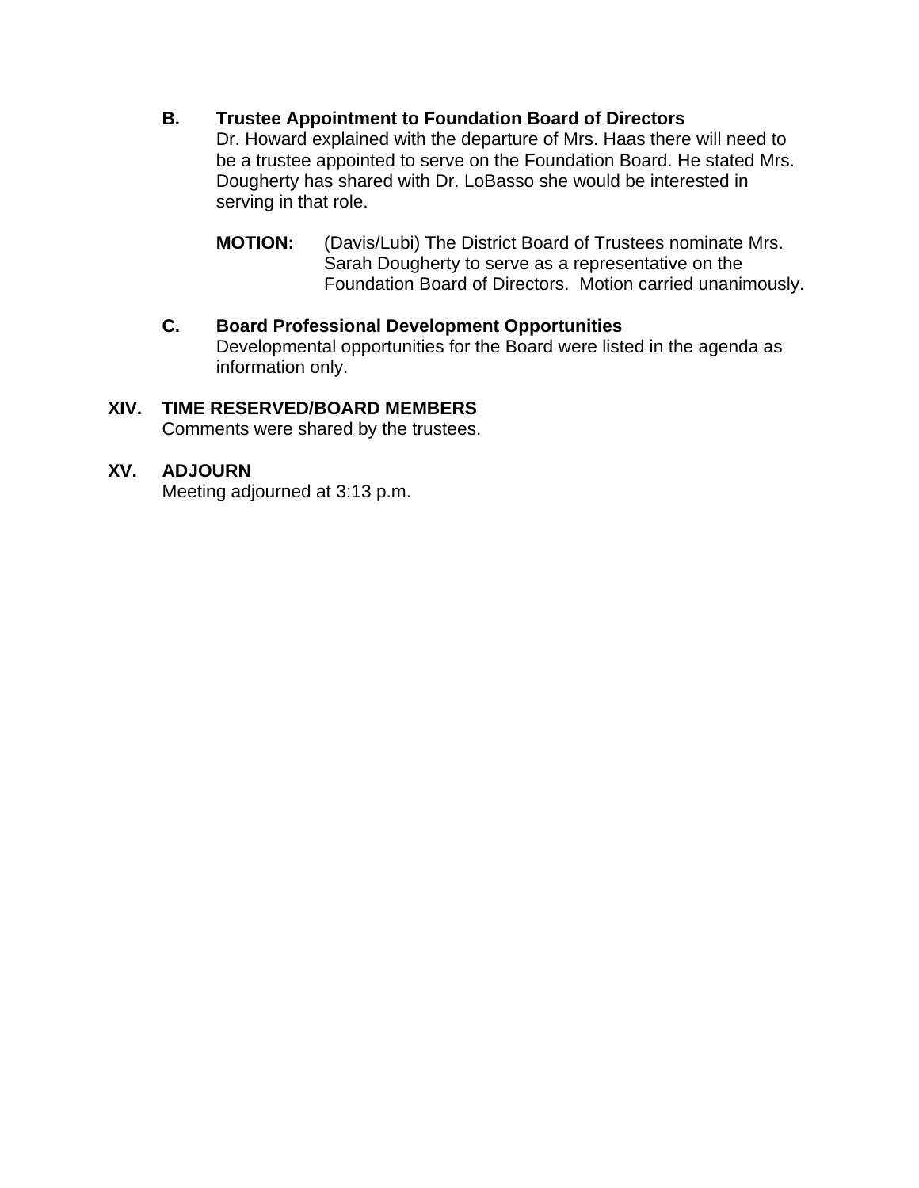**B. Trustee Appointment to Foundation Board of Directors**

Dr. Howard explained with the departure of Mrs. Haas there will need to be a trustee appointed to serve on the Foundation Board. He stated Mrs. Dougherty has shared with Dr. LoBasso she would be interested in serving in that role.

**MOTION:** (Davis/Lubi) The District Board of Trustees nominate Mrs. Sarah Dougherty to serve as a representative on the Foundation Board of Directors. Motion carried unanimously.

**C. Board Professional Development Opportunities**

Developmental opportunities for the Board were listed in the agenda as information only.

## XIV. TIME RESERVED/BOARD MEMBERS

Comments were shared by the trustees.

## XV. ADJOURN

Meeting adjourned at 3:13 p.m.